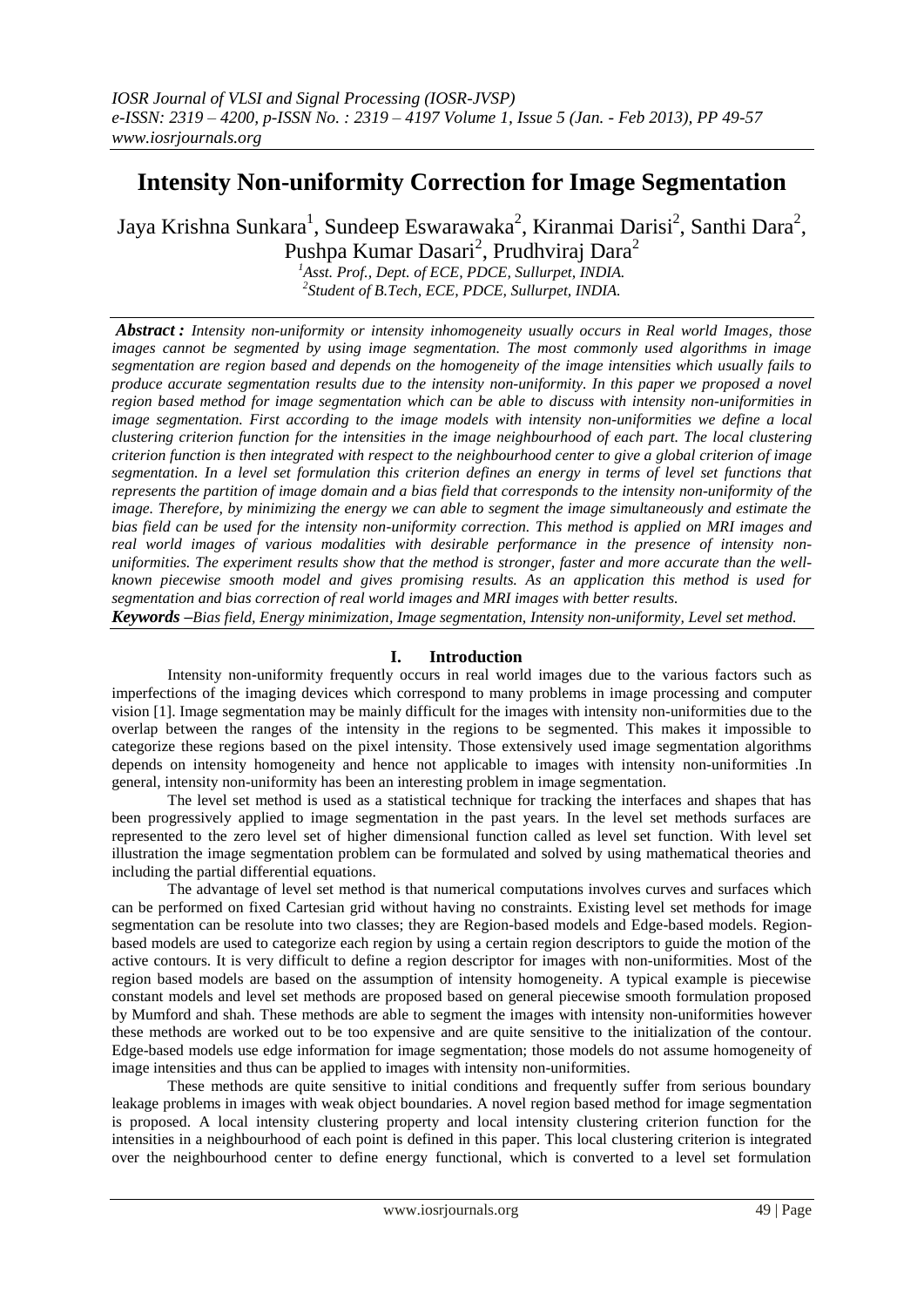# Intensity Non-uniformity Correction for Image Segmentation

Jaya Krishna Sunkara[1], Sundeep Eswarawaka[2], Kiranmai Darisi[2], Santhi Dara[2], Pushpa Kumar Dasari[2], Prudhviraj Dara[2]

[1]*Asst. Prof., Dept. of ECE, PDCE, Sullurpet, INDIA.*
[2]*Student of B.Tech, ECE, PDCE, Sullurpet, INDIA.*

***Abstract :*** *Intensity non-uniformity or intensity inhomogeneity usually occurs in Real world Images, those images cannot be segmented by using image segmentation. The most commonly used algorithms in image segmentation are region based and depends on the homogeneity of the image intensities which usually fails to produce accurate segmentation results due to the intensity non-uniformity. In this paper we proposed a novel region based method for image segmentation which can be able to discuss with intensity non-uniformities in image segmentation. First according to the image models with intensity non-uniformities we define a local clustering criterion function for the intensities in the image neighbourhood of each part. The local clustering criterion function is then integrated with respect to the neighbourhood center to give a global criterion of image segmentation. In a level set formulation this criterion defines an energy in terms of level set functions that represents the partition of image domain and a bias field that corresponds to the intensity non-uniformity of the image. Therefore, by minimizing the energy we can able to segment the image simultaneously and estimate the bias field can be used for the intensity non-uniformity correction. This method is applied on MRI images and real world images of various modalities with desirable performance in the presence of intensity non-uniformities. The experiment results show that the method is stronger, faster and more accurate than the well-known piecewise smooth model and gives promising results. As an application this method is used for segmentation and bias correction of real world images and MRI images with better results.*

***Keywords –*** *Bias field, Energy minimization, Image segmentation, Intensity non-uniformity, Level set method.*

## I. Introduction

Intensity non-uniformity frequently occurs in real world images due to the various factors such as imperfections of the imaging devices which correspond to many problems in image processing and computer vision [1]. Image segmentation may be mainly difficult for the images with intensity non-uniformities due to the overlap between the ranges of the intensity in the regions to be segmented. This makes it impossible to categorize these regions based on the pixel intensity. Those extensively used image segmentation algorithms depends on intensity homogeneity and hence not applicable to images with intensity non-uniformities .In general, intensity non-uniformity has been an interesting problem in image segmentation.

The level set method is used as a statistical technique for tracking the interfaces and shapes that has been progressively applied to image segmentation in the past years. In the level set methods surfaces are represented to the zero level set of higher dimensional function called as level set function. With level set illustration the image segmentation problem can be formulated and solved by using mathematical theories and including the partial differential equations.

The advantage of level set method is that numerical computations involves curves and surfaces which can be performed on fixed Cartesian grid without having no constraints. Existing level set methods for image segmentation can be resolute into two classes; they are Region-based models and Edge-based models. Region-based models are used to categorize each region by using a certain region descriptors to guide the motion of the active contours. It is very difficult to define a region descriptor for images with non-uniformities. Most of the region based models are based on the assumption of intensity homogeneity. A typical example is piecewise constant models and level set methods are proposed based on general piecewise smooth formulation proposed by Mumford and shah. These methods are able to segment the images with intensity non-uniformities however these methods are worked out to be too expensive and are quite sensitive to the initialization of the contour. Edge-based models use edge information for image segmentation; those models do not assume homogeneity of image intensities and thus can be applied to images with intensity non-uniformities.

These methods are quite sensitive to initial conditions and frequently suffer from serious boundary leakage problems in images with weak object boundaries. A novel region based method for image segmentation is proposed. A local intensity clustering property and local intensity clustering criterion function for the intensities in a neighbourhood of each point is defined in this paper. This local clustering criterion is integrated over the neighbourhood center to define energy functional, which is converted to a level set formulation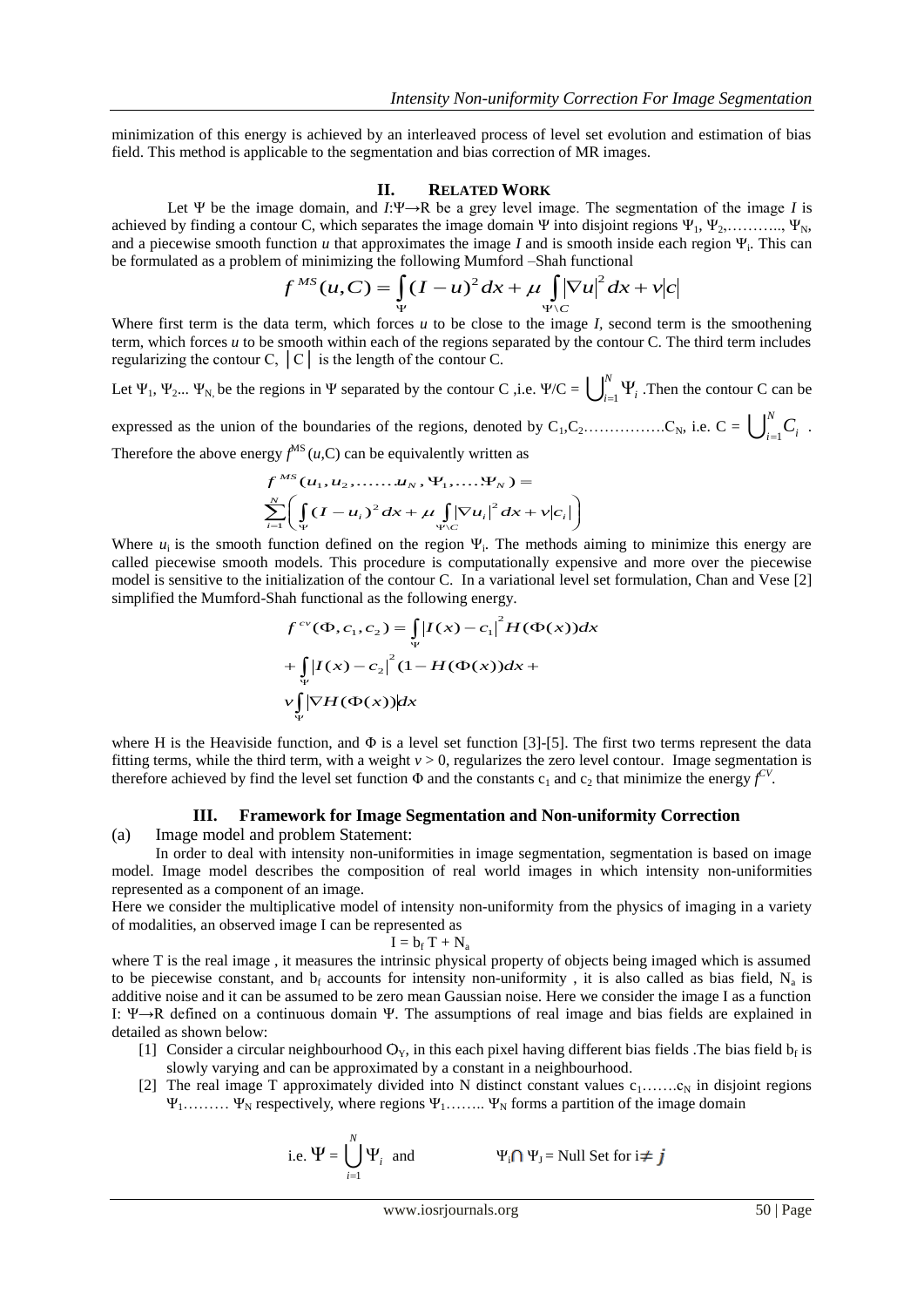minimization of this energy is achieved by an interleaved process of level set evolution and estimation of bias field. This method is applicable to the segmentation and bias correction of MR images.

## II. RELATED WORK

Let $\Psi$ be the image domain, and $I:\Psi \rightarrow R$ be a grey level image. The segmentation of the image $I$ is achieved by finding a contour C, which separates the image domain $\Psi$ into disjoint regions $\Psi_1, \Psi_2, \ldots\ldots\ldots, \Psi_N$, and a piecewise smooth function $u$ that approximates the image $I$ and is smooth inside each region $\Psi_i$. This can be formulated as a problem of minimizing the following Mumford –Shah functional

$$f^{MS}(u,C) = \int_{\Psi} (I-u)^2 dx + \mu \int_{\Psi \setminus C} |\nabla u|^2 dx + v|c|$$

Where first term is the data term, which forces $u$ to be close to the image $I$, second term is the smoothening term, which forces $u$ to be smooth within each of the regions separated by the contour C. The third term includes regularizing the contour C, $|C|$ is the length of the contour C.

Let $\Psi_1, \Psi_2 \ldots \Psi_N$ be the regions in $\Psi$ separated by the contour C ,i.e. $\Psi/C = \bigcup_{i=1}^{N} \Psi_i$ .Then the contour C can be expressed as the union of the boundaries of the regions, denoted by $C_1, C_2 \ldots\ldots\ldots\ldots C_N$, i.e. $C = \bigcup_{i=1}^{N} C_i$ . Therefore the above energy $f^{MS}(u,C)$ can be equivalently written as

$$f^{MS}(u_1, u_2, \ldots\ldots u_N, \Psi_1, \ldots. \Psi_N) = \sum_{i=1}^{N} \left( \int_{\Psi} (I-u_i)^2 dx + \mu \int_{\Psi \setminus C} |\nabla u_i|^2 dx + v|c_i| \right)$$

Where $u_i$ is the smooth function defined on the region $\Psi_i$. The methods aiming to minimize this energy are called piecewise smooth models. This procedure is computationally expensive and more over the piecewise model is sensitive to the initialization of the contour C. In a variational level set formulation, Chan and Vese [2] simplified the Mumford-Shah functional as the following energy.

$$f^{cv}(\Phi, c_1, c_2) = \int_{\Psi} |I(x) - c_1|^2 H(\Phi(x)) dx + \int_{\Psi} |I(x) - c_2|^2 (1 - H(\Phi(x)) dx + v \int_{\Psi} |\nabla H(\Phi(x))| dx$$

where H is the Heaviside function, and $\Phi$ is a level set function [3]-[5]. The first two terms represent the data fitting terms, while the third term, with a weight $v > 0$, regularizes the zero level contour. Image segmentation is therefore achieved by find the level set function $\Phi$ and the constants $c_1$ and $c_2$ that minimize the energy $f^{CV}$.

## III. Framework for Image Segmentation and Non-uniformity Correction

(a) Image model and problem Statement:

In order to deal with intensity non-uniformities in image segmentation, segmentation is based on image model. Image model describes the composition of real world images in which intensity non-uniformities represented as a component of an image.

Here we consider the multiplicative model of intensity non-uniformity from the physics of imaging in a variety of modalities, an observed image I can be represented as

$$I = b_f T + N_a$$

where T is the real image , it measures the intrinsic physical property of objects being imaged which is assumed to be piecewise constant, and $b_f$ accounts for intensity non-uniformity , it is also called as bias field, $N_a$ is additive noise and it can be assumed to be zero mean Gaussian noise. Here we consider the image I as a function $I: \Psi \rightarrow R$ defined on a continuous domain $\Psi$. The assumptions of real image and bias fields are explained in detailed as shown below:

[1] Consider a circular neighbourhood $O_Y$, in this each pixel having different bias fields .The bias field $b_f$ is slowly varying and can be approximated by a constant in a neighbourhood.

[2] The real image T approximately divided into N distinct constant values $c_1 \ldots\ldots c_N$ in disjoint regions $\Psi_1 \ldots\ldots\ldots \Psi_N$ respectively, where regions $\Psi_1 \ldots\ldots\ldots \Psi_N$ forms a partition of the image domain

i.e. $\Psi = \bigcup_{i=1}^{N} \Psi_i$ and $\Psi_i \cap \Psi_j$ = Null Set for $i \neq j$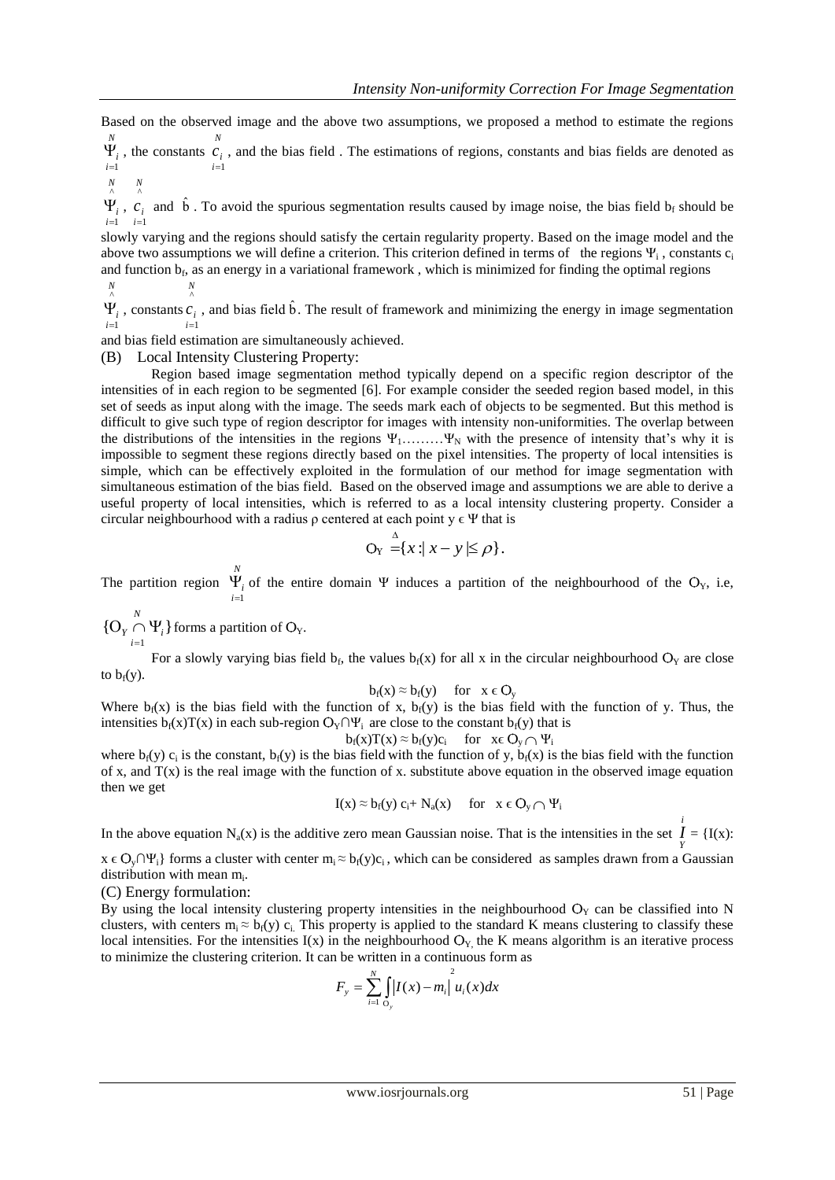Based on the observed image and the above two assumptions, we proposed a method to estimate the regions $\Psi_{i=1}^{N}$, the constants $c_{i=1}^{N}$, and the bias field . The estimations of regions, constants and bias fields are denoted as $\hat{\Psi}_{i=1}^{N}$, $\hat{c}_{i=1}^{N}$ and $\hat{b}$. To avoid the spurious segmentation results caused by image noise, the bias field $b_f$ should be slowly varying and the regions should satisfy the certain regularity property. Based on the image model and the above two assumptions we will define a criterion. This criterion defined in terms of the regions $\Psi_i$, constants $c_i$ and function $b_f$, as an energy in a variational framework , which is minimized for finding the optimal regions $\hat{\Psi}_{i=1}^{N}$, constants $\hat{c}_{i=1}^{N}$, and bias field $\hat{b}$. The result of framework and minimizing the energy in image segmentation and bias field estimation are simultaneously achieved.

(B) Local Intensity Clustering Property:

Region based image segmentation method typically depend on a specific region descriptor of the intensities of in each region to be segmented [6]. For example consider the seeded region based model, in this set of seeds as input along with the image. The seeds mark each of objects to be segmented. But this method is difficult to give such type of region descriptor for images with intensity non-uniformities. The overlap between the distributions of the intensities in the regions $\Psi_1$………$\Psi_N$ with the presence of intensity that's why it is impossible to segment these regions directly based on the pixel intensities. The property of local intensities is simple, which can be effectively exploited in the formulation of our method for image segmentation with simultaneous estimation of the bias field. Based on the observed image and assumptions we are able to derive a useful property of local intensities, which is referred to as a local intensity clustering property. Consider a circular neighbourhood with a radius $\rho$ centered at each point $y \in \Psi$ that is

$$O_Y \stackrel{\Delta}{=} \{x : |x - y| \le \rho\}.$$

The partition region $\Psi_{i=1}^{N}$ of the entire domain $\Psi$ induces a partition of the neighbourhood of the $O_Y$, i.e, $\{O_Y \cap \Psi_i\}_{i=1}^{N}$ forms a partition of $O_Y$.

For a slowly varying bias field $b_f$, the values $b_f(x)$ for all x in the circular neighbourhood $O_Y$ are close to $b_f(y)$.

$$b_f(x) \approx b_f(y) \quad \text{for} \quad x \in O_y$$

Where $b_f(x)$ is the bias field with the function of x, $b_f(y)$ is the bias field with the function of y. Thus, the intensities $b_f(x)T(x)$ in each sub-region $O_Y \cap \Psi_i$ are close to the constant $b_f(y)$ that is

$$b_f(x)T(x) \approx b_f(y)c_i \quad \text{for} \quad x \in O_y \cap \Psi_i$$

where $b_f(y)\, c_i$ is the constant, $b_f(y)$ is the bias field with the function of y, $b_f(x)$ is the bias field with the function of x, and $T(x)$ is the real image with the function of x. substitute above equation in the observed image equation then we get

$$I(x) \approx b_f(y)\, c_i + N_a(x) \quad \text{for} \quad x \in O_y \cap \Psi_i$$

In the above equation $N_a(x)$ is the additive zero mean Gaussian noise. That is the intensities in the set $I_Y^i = \{I(x): x \in O_y \cap \Psi_i\}$ forms a cluster with center $m_i \approx b_f(y)c_i$, which can be considered as samples drawn from a Gaussian distribution with mean $m_i$.

(C) Energy formulation:

By using the local intensity clustering property intensities in the neighbourhood $O_Y$ can be classified into N clusters, with centers $m_i \approx b_f(y)\, c_i$. This property is applied to the standard K means clustering to classify these local intensities. For the intensities $I(x)$ in the neighbourhood $O_Y$, the K means algorithm is an iterative process to minimize the clustering criterion. It can be written in a continuous form as

$$F_y = \sum_{i=1}^{N} \int_{O_y} |I(x) - m_i|^2 u_i(x)dx$$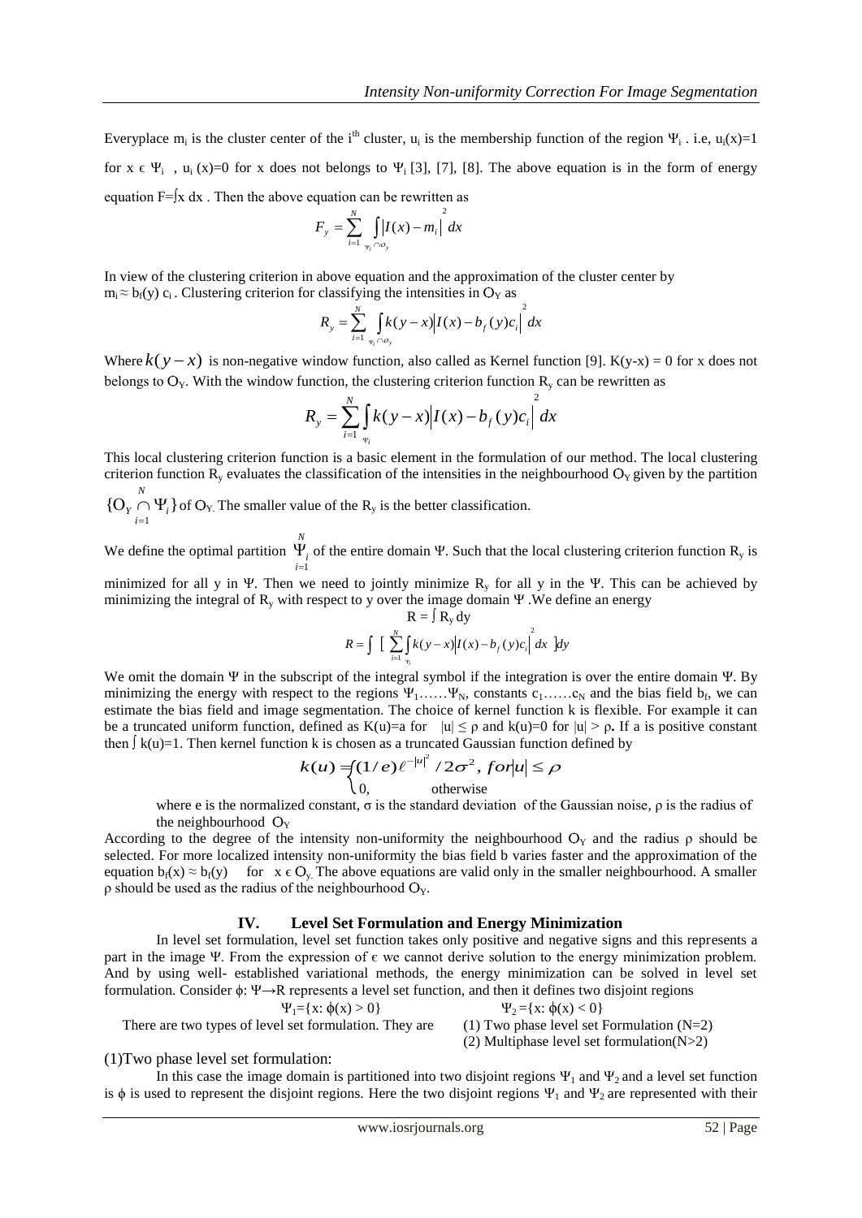Everyplace $m_i$ is the cluster center of the $i^{th}$ cluster, $u_i$ is the membership function of the region $\Psi_i$ . i.e, $u_i(x)=1$ for $x \in \Psi_i$ , $u_i(x)=0$ for x does not belongs to $\Psi_i$ [3], [7], [8]. The above equation is in the form of energy equation $F=\int x\, dx$ . Then the above equation can be rewritten as

$$F_y = \sum_{i=1}^{N} \int_{\Psi_i \cap O_y} |I(x) - m_i|^2 dx$$

In view of the clustering criterion in above equation and the approximation of the cluster center by $m_i \approx b_f(y)\, c_i$ . Clustering criterion for classifying the intensities in $O_Y$ as

$$R_y = \sum_{i=1}^{N} \int_{\Psi_i \cap O_y} k(y-x)|I(x) - b_f(y)c_i|^2 dx$$

Where $k(y-x)$ is non-negative window function, also called as Kernel function [9]. $K(y-x) = 0$ for x does not belongs to $O_Y$. With the window function, the clustering criterion function $R_y$ can be rewritten as

$$R_y = \sum_{i=1}^{N} \int_{\Psi_i} k(y-x)|I(x) - b_f(y)c_i|^2 dx$$

This local clustering criterion function is a basic element in the formulation of our method. The local clustering criterion function $R_y$ evaluates the classification of the intensities in the neighbourhood $O_Y$ given by the partition $\{O_Y \cap \Psi_i\}_{i=1}^{N}$ of $O_Y$. The smaller value of the $R_y$ is the better classification.

We define the optimal partition $\Psi_{i=1}^{N}$ of the entire domain $\Psi$. Such that the local clustering criterion function $R_y$ is minimized for all y in $\Psi$. Then we need to jointly minimize $R_y$ for all y in the $\Psi$. This can be achieved by minimizing the integral of $R_y$ with respect to y over the image domain $\Psi$ .We define an energy

$$R = \int R_y\, dy$$

$$R = \int \left[ \sum_{i=1}^{N} \int_{\Psi_i} k(y-x)|I(x) - b_f(y)c_i|^2 dx \right] dy$$

We omit the domain $\Psi$ in the subscript of the integral symbol if the integration is over the entire domain $\Psi$. By minimizing the energy with respect to the regions $\Psi_1 \ldots\ldots \Psi_N$, constants $c_1 \ldots\ldots c_N$ and the bias field $b_f$, we can estimate the bias field and image segmentation. The choice of kernel function k is flexible. For example it can be a truncated uniform function, defined as $K(u)=a$ for $|u| \leq \rho$ and $k(u)=0$ for $|u| > \rho$**.** If a is positive constant then $\int k(u)=1$. Then kernel function k is chosen as a truncated Gaussian function defined by

$$k(u) = \begin{cases} (1/e)\ell^{-|u|^2} / 2\sigma^2, & for |u| \leq \rho \\ 0, & \text{otherwise} \end{cases}$$

where e is the normalized constant, $\sigma$ is the standard deviation of the Gaussian noise, $\rho$ is the radius of the neighbourhood $O_Y$

According to the degree of the intensity non-uniformity the neighbourhood $O_Y$ and the radius $\rho$ should be selected. For more localized intensity non-uniformity the bias field b varies faster and the approximation of the equation $b_f(x) \approx b_f(y)$ for $x \in O_Y$. The above equations are valid only in the smaller neighbourhood. A smaller $\rho$ should be used as the radius of the neighbourhood $O_Y$.

## IV. Level Set Formulation and Energy Minimization

In level set formulation, level set function takes only positive and negative signs and this represents a part in the image $\Psi$. From the expression of $\epsilon$ we cannot derive solution to the energy minimization problem. And by using well- established variational methods, the energy minimization can be solved in level set formulation. Consider $\phi: \Psi \rightarrow R$ represents a level set function, and then it defines two disjoint regions

$$\Psi_1 = \{x: \phi(x) > 0\} \qquad \Psi_2 = \{x: \phi(x) < 0\}$$

There are two types of level set formulation. They are

(1) Two phase level set Formulation (N=2)

(2) Multiphase level set formulation(N>2)

(1)Two phase level set formulation:

In this case the image domain is partitioned into two disjoint regions $\Psi_1$ and $\Psi_2$ and a level set function is $\phi$ is used to represent the disjoint regions. Here the two disjoint regions $\Psi_1$ and $\Psi_2$ are represented with their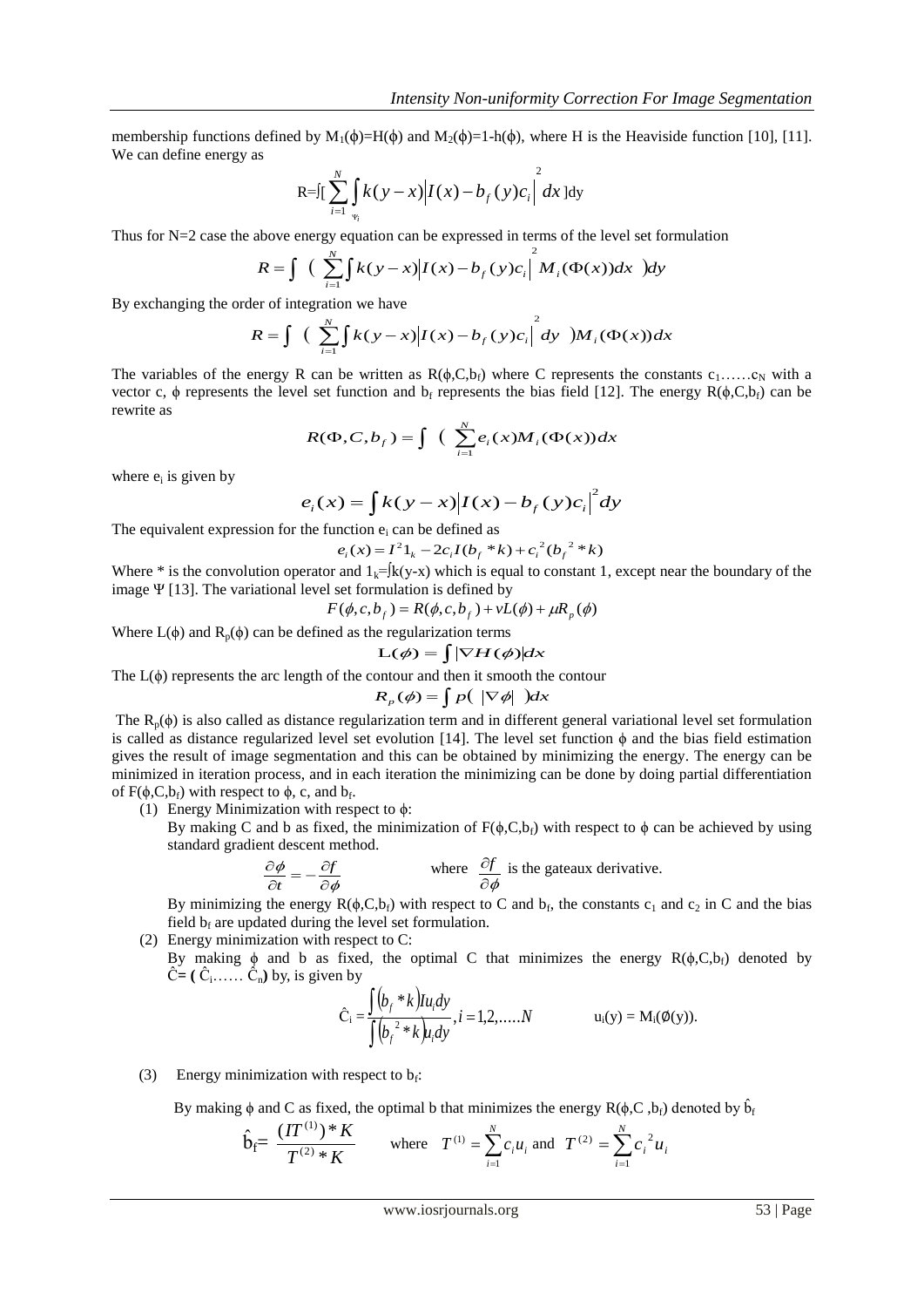membership functions defined by $M_1(\phi)=H(\phi)$ and $M_2(\phi)=1-h(\phi)$, where H is the Heaviside function [10], [11]. We can define energy as

$$R=\int[\sum_{i=1}^{N}\int_{\Psi_i} k(y-x)\left|I(x)-b_f(y)c_i\right|^2 dx\,]dy$$

Thus for N=2 case the above energy equation can be expressed in terms of the level set formulation

$$R=\int\ \left(\ \sum_{i=1}^{N}\int k(y-x)\left|I(x)-b_f(y)c_i\right|^2 M_i(\Phi(x))dx\ \right)dy$$

By exchanging the order of integration we have

$$R=\int\ \left(\ \sum_{i=1}^{N}\int k(y-x)\left|I(x)-b_f(y)c_i\right|^2 dy\ \right)M_i(\Phi(x))dx$$

The variables of the energy R can be written as $R(\phi,C,b_f)$ where C represents the constants $c_1$……$c_N$ with a vector c, $\phi$ represents the level set function and $b_f$ represents the bias field [12]. The energy $R(\phi,C,b_f)$ can be rewrite as

$$R(\Phi,C,b_f)=\int\ \left(\ \sum_{i=1}^{N}e_i(x)M_i(\Phi(x))dx\right.$$

where $e_i$ is given by

$$e_i(x)=\int k(y-x)\left|I(x)-b_f(y)c_i\right|^2 dy$$

The equivalent expression for the function $e_i$ can be defined as

$$e_i(x)=I^2 1_k-2c_i I(b_f * k)+c_i^{\,2}(b_f^{\,2} * k)$$

Where * is the convolution operator and $1_k=\int k(y-x)$ which is equal to constant 1, except near the boundary of the image $\Psi$ [13]. The variational level set formulation is defined by

$$F(\phi,c,b_f)=R(\phi,c,b_f)+vL(\phi)+\mu R_p(\phi)$$

Where $L(\phi)$ and $R_p(\phi)$ can be defined as the regularization terms

$$L(\phi)=\int\left|\nabla H(\phi)\right|dx$$

The $L(\phi)$ represents the arc length of the contour and then it smooth the contour

$$R_p(\phi)=\int p(\ |\nabla\phi|\ )dx$$

The $R_p(\phi)$ is also called as distance regularization term and in different general variational level set formulation is called as distance regularized level set evolution [14]. The level set function $\phi$ and the bias field estimation gives the result of image segmentation and this can be obtained by minimizing the energy. The energy can be minimized in iteration process, and in each iteration the minimizing can be done by doing partial differentiation of $F(\phi,C,b_f)$ with respect to $\phi$, c, and $b_f$.

(1) Energy Minimization with respect to $\phi$:

By making C and b as fixed, the minimization of $F(\phi,C,b_f)$ with respect to $\phi$ can be achieved by using standard gradient descent method.

$$\frac{\partial\phi}{\partial t}=-\frac{\partial f}{\partial\phi} \qquad \text{where } \frac{\partial f}{\partial\phi} \text{ is the gateaux derivative.}$$

By minimizing the energy $R(\phi,C,b_f)$ with respect to C and $b_f$, the constants $c_1$ and $c_2$ in C and the bias field $b_f$ are updated during the level set formulation.

(2) Energy minimization with respect to C:

By making $\phi$ and b as fixed, the optimal C that minimizes the energy $R(\phi,C,b_f)$ denoted by $\hat{C}=(\hat{C}_1\ldots\ldots\hat{C}_n)$ by, is given by

$$\hat{C}_i=\frac{\int (b_f * k)Iu_i dy}{\int (b_f^{\,2} * k)u_i dy},\ i=1,2,\ldots\ldots N \qquad u_i(y)=M_i(\emptyset(y)).$$

(3) Energy minimization with respect to $b_f$:

By making $\phi$ and C as fixed, the optimal b that minimizes the energy $R(\phi,C,b_f)$ denoted by $\hat{b}_f$

$$\hat{b}_f=\frac{(IT^{(1)}) * K}{T^{(2)} * K} \qquad \text{where} \quad T^{(1)}=\sum_{i=1}^{N}c_i u_i \text{ and } T^{(2)}=\sum_{i=1}^{N}c_i^{\,2}u_i$$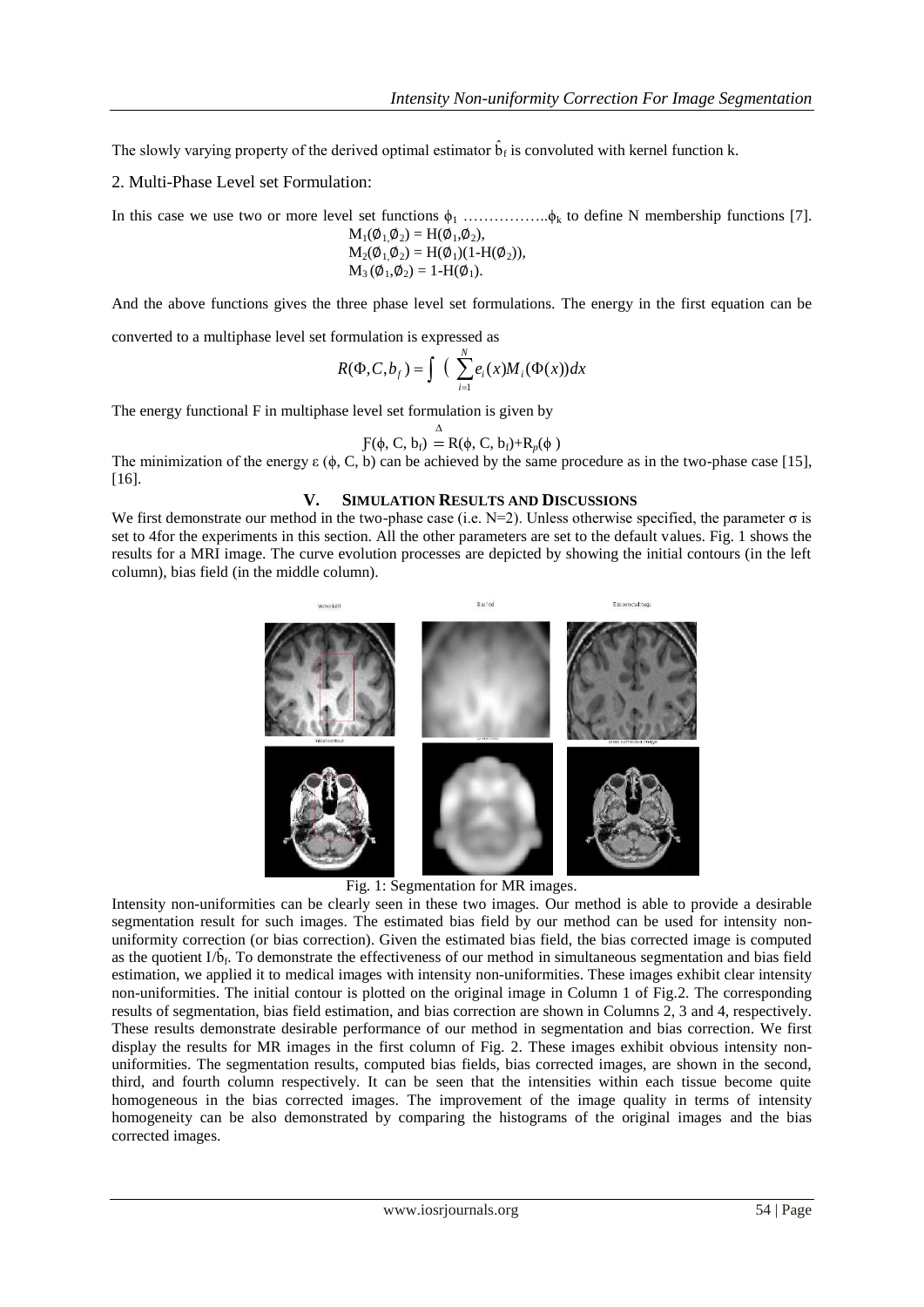The slowly varying property of the derived optimal estimator $\hat{b}_f$ is convoluted with kernel function k.

## 2. Multi-Phase Level set Formulation:

In this case we use two or more level set functions $\phi_1$ ……………..$\phi_k$ to define N membership functions [7].

$$M_1(\emptyset_1,\emptyset_2) = H(\emptyset_1,\emptyset_2),$$
$$M_2(\emptyset_1,\emptyset_2) = H(\emptyset_1)(1\text{-}H(\emptyset_2)),$$
$$M_3(\emptyset_1,\emptyset_2) = 1\text{-}H(\emptyset_1).$$

And the above functions gives the three phase level set formulations. The energy in the first equation can be converted to a multiphase level set formulation is expressed as

$$R(\Phi, C, b_f) = \int \left( \sum_{i=1}^{N} e_i(x) M_i(\Phi(x)) dx \right.$$

The energy functional F in multiphase level set formulation is given by

$$F(\phi, C, b_f) \overset{\Delta}{=} R(\phi, C, b_f) + R_p(\phi)$$

The minimization of the energy $\varepsilon$ ($\phi$, C, b) can be achieved by the same procedure as in the two-phase case [15], [16].

# V. SIMULATION RESULTS AND DISCUSSIONS

We first demonstrate our method in the two-phase case (i.e. N=2). Unless otherwise specified, the parameter $\sigma$ is set to 4for the experiments in this section. All the other parameters are set to the default values. Fig. 1 shows the results for a MRI image. The curve evolution processes are depicted by showing the initial contours (in the left column), bias field (in the middle column).

Fig. 1: Segmentation for MR images.

Intensity non-uniformities can be clearly seen in these two images. Our method is able to provide a desirable segmentation result for such images. The estimated bias field by our method can be used for intensity non-uniformity correction (or bias correction). Given the estimated bias field, the bias corrected image is computed as the quotient $I/\hat{b}_f$. To demonstrate the effectiveness of our method in simultaneous segmentation and bias field estimation, we applied it to medical images with intensity non-uniformities. These images exhibit clear intensity non-uniformities. The initial contour is plotted on the original image in Column 1 of Fig.2. The corresponding results of segmentation, bias field estimation, and bias correction are shown in Columns 2, 3 and 4, respectively. These results demonstrate desirable performance of our method in segmentation and bias correction. We first display the results for MR images in the first column of Fig. 2. These images exhibit obvious intensity non-uniformities. The segmentation results, computed bias fields, bias corrected images, are shown in the second, third, and fourth column respectively. It can be seen that the intensities within each tissue become quite homogeneous in the bias corrected images. The improvement of the image quality in terms of intensity homogeneity can be also demonstrated by comparing the histograms of the original images and the bias corrected images.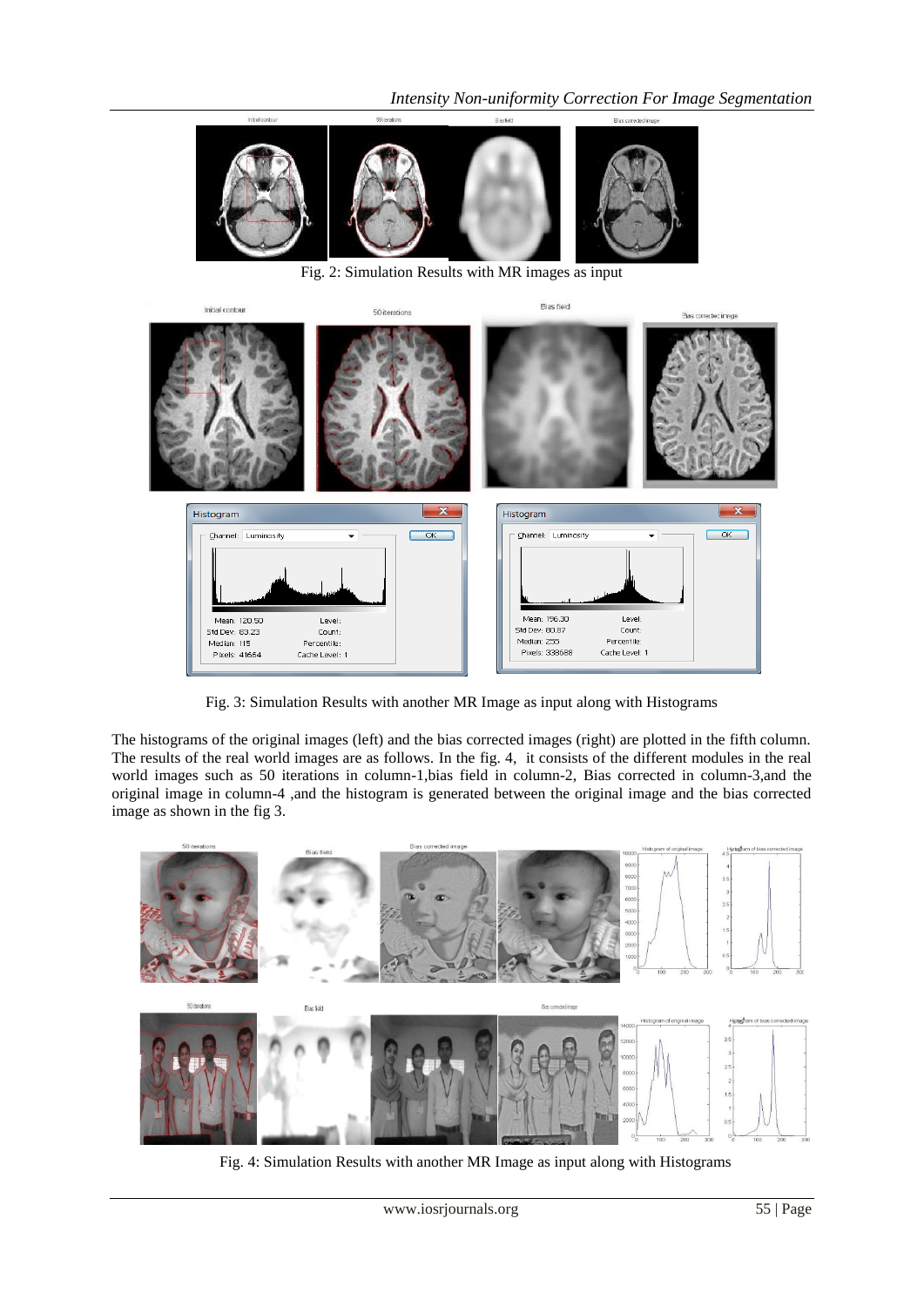Fig. 2: Simulation Results with MR images as input

Fig. 3: Simulation Results with another MR Image as input along with Histograms

The histograms of the original images (left) and the bias corrected images (right) are plotted in the fifth column. The results of the real world images are as follows. In the fig. 4, it consists of the different modules in the real world images such as 50 iterations in column-1,bias field in column-2, Bias corrected in column-3,and the original image in column-4 ,and the histogram is generated between the original image and the bias corrected image as shown in the fig 3.

Fig. 4: Simulation Results with another MR Image as input along with Histograms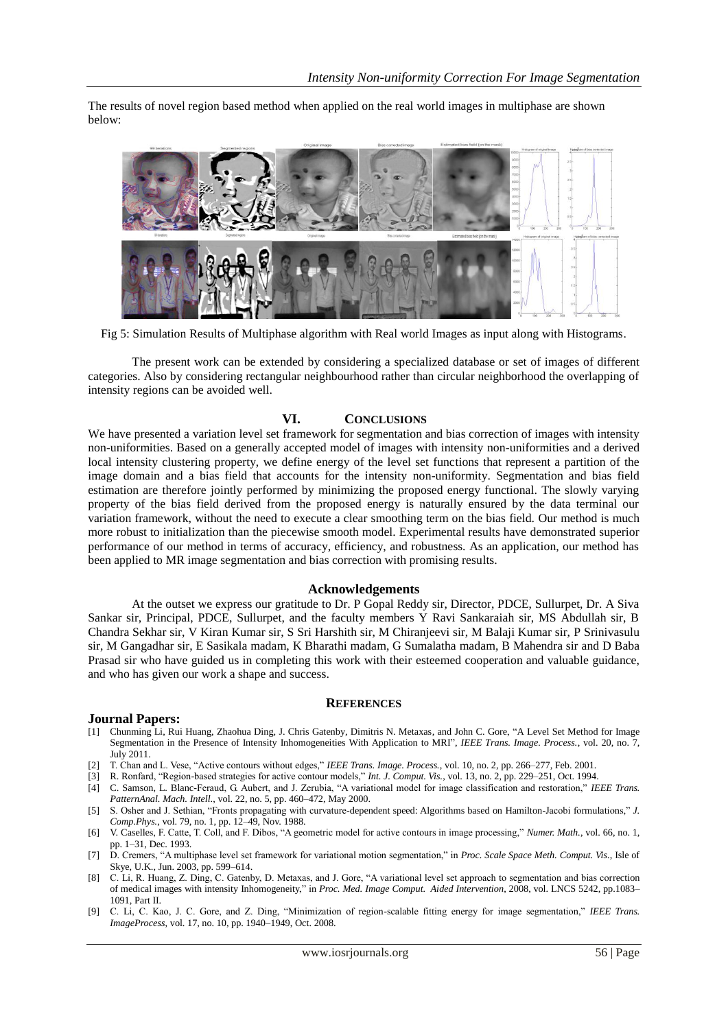The results of novel region based method when applied on the real world images in multiphase are shown below:

Fig 5: Simulation Results of Multiphase algorithm with Real world Images as input along with Histograms.

The present work can be extended by considering a specialized database or set of images of different categories. Also by considering rectangular neighbourhood rather than circular neighborhood the overlapping of intensity regions can be avoided well.

## VI. CONCLUSIONS

We have presented a variation level set framework for segmentation and bias correction of images with intensity non-uniformities. Based on a generally accepted model of images with intensity non-uniformities and a derived local intensity clustering property, we define energy of the level set functions that represent a partition of the image domain and a bias field that accounts for the intensity non-uniformity. Segmentation and bias field estimation are therefore jointly performed by minimizing the proposed energy functional. The slowly varying property of the bias field derived from the proposed energy is naturally ensured by the data terminal our variation framework, without the need to execute a clear smoothing term on the bias field. Our method is much more robust to initialization than the piecewise smooth model. Experimental results have demonstrated superior performance of our method in terms of accuracy, efficiency, and robustness. As an application, our method has been applied to MR image segmentation and bias correction with promising results.

## Acknowledgements

At the outset we express our gratitude to Dr. P Gopal Reddy sir, Director, PDCE, Sullurpet, Dr. A Siva Sankar sir, Principal, PDCE, Sullurpet, and the faculty members Y Ravi Sankaraiah sir, MS Abdullah sir, B Chandra Sekhar sir, V Kiran Kumar sir, S Sri Harshith sir, M Chiranjeevi sir, M Balaji Kumar sir, P Srinivasulu sir, M Gangadhar sir, E Sasikala madam, K Bharathi madam, G Sumalatha madam, B Mahendra sir and D Baba Prasad sir who have guided us in completing this work with their esteemed cooperation and valuable guidance, and who has given our work a shape and success.

## REFERENCES

### Journal Papers:

[1] Chunming Li, Rui Huang, Zhaohua Ding, J. Chris Gatenby, Dimitris N. Metaxas, and John C. Gore, "A Level Set Method for Image Segmentation in the Presence of Intensity Inhomogeneities With Application to MRI", *IEEE Trans. Image. Process.*, vol. 20, no. 7, July 2011.

[2] T. Chan and L. Vese, "Active contours without edges," *IEEE Trans. Image. Process.*, vol. 10, no. 2, pp. 266–277, Feb. 2001.

[3] R. Ronfard, "Region-based strategies for active contour models," *Int. J. Comput. Vis.*, vol. 13, no. 2, pp. 229–251, Oct. 1994.

[4] C. Samson, L. Blanc-Feraud, G. Aubert, and J. Zerubia, "A variational model for image classification and restoration," *IEEE Trans. PatternAnal. Mach. Intell.*, vol. 22, no. 5, pp. 460–472, May 2000.

[5] S. Osher and J. Sethian, "Fronts propagating with curvature-dependent speed: Algorithms based on Hamilton-Jacobi formulations," *J. Comp.Phys.*, vol. 79, no. 1, pp. 12–49, Nov. 1988.

[6] V. Caselles, F. Catte, T. Coll, and F. Dibos, "A geometric model for active contours in image processing," *Numer. Math.*, vol. 66, no. 1, pp. 1–31, Dec. 1993.

[7] D. Cremers, "A multiphase level set framework for variational motion segmentation," in *Proc. Scale Space Meth. Comput. Vis.*, Isle of Skye, U.K., Jun. 2003, pp. 599–614.

[8] C. Li, R. Huang, Z. Ding, C. Gatenby, D. Metaxas, and J. Gore, "A variational level set approach to segmentation and bias correction of medical images with intensity Inhomogeneity," in *Proc. Med. Image Comput. Aided Intervention*, 2008, vol. LNCS 5242, pp.1083–1091, Part II.

[9] C. Li, C. Kao, J. C. Gore, and Z. Ding, "Minimization of region-scalable fitting energy for image segmentation," *IEEE Trans. ImageProcess*, vol. 17, no. 10, pp. 1940–1949, Oct. 2008.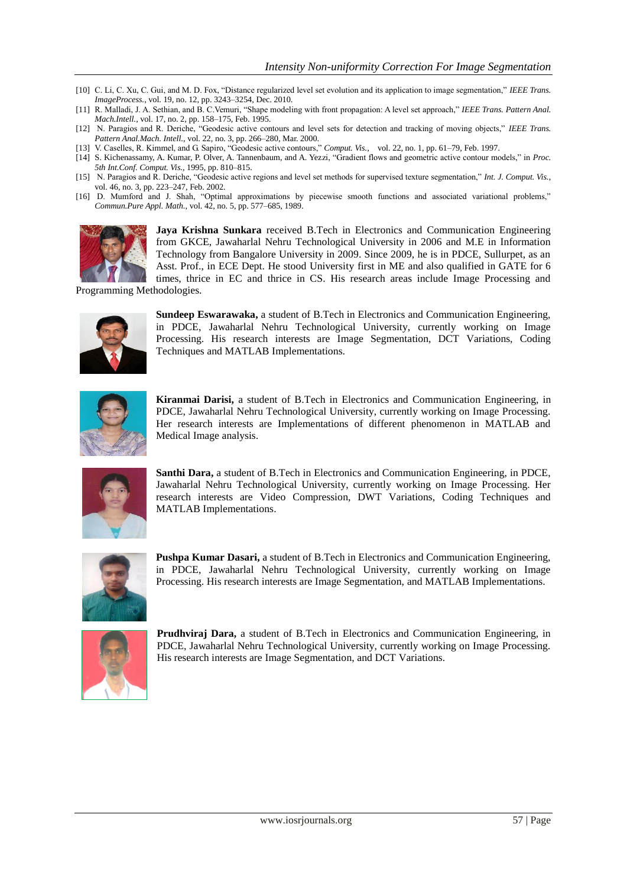[10] C. Li, C. Xu, C. Gui, and M. D. Fox, "Distance regularized level set evolution and its application to image segmentation," *IEEE Trans. ImageProcess.*, vol. 19, no. 12, pp. 3243–3254, Dec. 2010.

[11] R. Malladi, J. A. Sethian, and B. C.Vemuri, "Shape modeling with front propagation: A level set approach," *IEEE Trans. Pattern Anal. Mach.Intell.*, vol. 17, no. 2, pp. 158–175, Feb. 1995.

[12] N. Paragios and R. Deriche, "Geodesic active contours and level sets for detection and tracking of moving objects," *IEEE Trans. Pattern Anal.Mach. Intell.*, vol. 22, no. 3, pp. 266–280, Mar. 2000.

[13] V. Caselles, R. Kimmel, and G. Sapiro, "Geodesic active contours," *Comput. Vis.*, vol. 22, no. 1, pp. 61–79, Feb. 1997.

[14] S. Kichenassamy, A. Kumar, P. Olver, A. Tannenbaum, and A. Yezzi, "Gradient flows and geometric active contour models," in *Proc. 5th Int.Conf. Comput. Vis.*, 1995, pp. 810–815.

[15] N. Paragios and R. Deriche, "Geodesic active regions and level set methods for supervised texture segmentation," *Int. J. Comput. Vis.*, vol. 46, no. 3, pp. 223–247, Feb. 2002.

[16] D. Mumford and J. Shah, "Optimal approximations by piecewise smooth functions and associated variational problems," *Commun.Pure Appl. Math.*, vol. 42, no. 5, pp. 577–685, 1989.

**Jaya Krishna Sunkara** received B.Tech in Electronics and Communication Engineering from GKCE, Jawaharlal Nehru Technological University in 2006 and M.E in Information Technology from Bangalore University in 2009. Since 2009, he is in PDCE, Sullurpet, as an Asst. Prof., in ECE Dept. He stood University first in ME and also qualified in GATE for 6 times, thrice in EC and thrice in CS. His research areas include Image Processing and Programming Methodologies.

**Sundeep Eswarawaka,** a student of B.Tech in Electronics and Communication Engineering, in PDCE, Jawaharlal Nehru Technological University, currently working on Image Processing. His research interests are Image Segmentation, DCT Variations, Coding Techniques and MATLAB Implementations.

**Kiranmai Darisi,** a student of B.Tech in Electronics and Communication Engineering, in PDCE, Jawaharlal Nehru Technological University, currently working on Image Processing. Her research interests are Implementations of different phenomenon in MATLAB and Medical Image analysis.

**Santhi Dara,** a student of B.Tech in Electronics and Communication Engineering, in PDCE, Jawaharlal Nehru Technological University, currently working on Image Processing. Her research interests are Video Compression, DWT Variations, Coding Techniques and MATLAB Implementations.

**Pushpa Kumar Dasari,** a student of B.Tech in Electronics and Communication Engineering, in PDCE, Jawaharlal Nehru Technological University, currently working on Image Processing. His research interests are Image Segmentation, and MATLAB Implementations.

**Prudhviraj Dara,** a student of B.Tech in Electronics and Communication Engineering, in PDCE, Jawaharlal Nehru Technological University, currently working on Image Processing. His research interests are Image Segmentation, and DCT Variations.